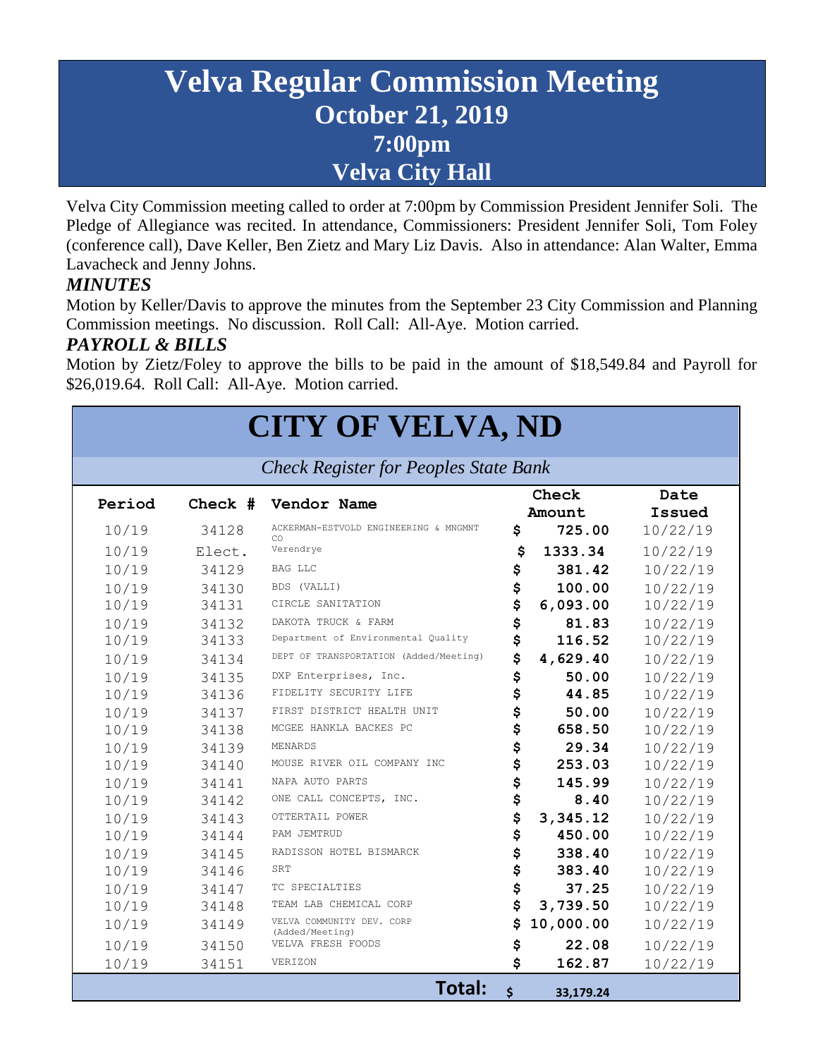# Velva Regular Commission Meeting
## October 21, 2019
## 7:00pm
## Velva City Hall

Velva City Commission meeting called to order at 7:00pm by Commission President Jennifer Soli. The Pledge of Allegiance was recited. In attendance, Commissioners: President Jennifer Soli, Tom Foley (conference call), Dave Keller, Ben Zietz and Mary Liz Davis. Also in attendance: Alan Walter, Emma Lavacheck and Jenny Johns.

### *MINUTES*

Motion by Keller/Davis to approve the minutes from the September 23 City Commission and Planning Commission meetings. No discussion. Roll Call: All-Aye. Motion carried.

### *PAYROLL & BILLS*

Motion by Zietz/Foley to approve the bills to be paid in the amount of $18,549.84 and Payroll for $26,019.64. Roll Call: All-Aye. Motion carried.

## CITY OF VELVA, ND

*Check Register for Peoples State Bank*

| Period | Check # | Vendor Name | Check Amount | Date Issued |
|---|---|---|---|---|
| 10/19 | 34128 | ACKERMAN-ESTVOLD ENGINEERING & MNGMNT CO | $ 725.00 | 10/22/19 |
| 10/19 | Elect. | Verendrye | $ 1333.34 | 10/22/19 |
| 10/19 | 34129 | BAG LLC | $ 381.42 | 10/22/19 |
| 10/19 | 34130 | BDS (VALLI) | $ 100.00 | 10/22/19 |
| 10/19 | 34131 | CIRCLE SANITATION | $ 6,093.00 | 10/22/19 |
| 10/19 | 34132 | DAKOTA TRUCK & FARM | $ 81.83 | 10/22/19 |
| 10/19 | 34133 | Department of Environmental Quality | $ 116.52 | 10/22/19 |
| 10/19 | 34134 | DEPT OF TRANSPORTATION (Added/Meeting) | $ 4,629.40 | 10/22/19 |
| 10/19 | 34135 | DXP Enterprises, Inc. | $ 50.00 | 10/22/19 |
| 10/19 | 34136 | FIDELITY SECURITY LIFE | $ 44.85 | 10/22/19 |
| 10/19 | 34137 | FIRST DISTRICT HEALTH UNIT | $ 50.00 | 10/22/19 |
| 10/19 | 34138 | MCGEE HANKLA BACKES PC | $ 658.50 | 10/22/19 |
| 10/19 | 34139 | MENARDS | $ 29.34 | 10/22/19 |
| 10/19 | 34140 | MOUSE RIVER OIL COMPANY INC | $ 253.03 | 10/22/19 |
| 10/19 | 34141 | NAPA AUTO PARTS | $ 145.99 | 10/22/19 |
| 10/19 | 34142 | ONE CALL CONCEPTS, INC. | $ 8.40 | 10/22/19 |
| 10/19 | 34143 | OTTERTAIL POWER | $ 3,345.12 | 10/22/19 |
| 10/19 | 34144 | PAM JEMTRUD | $ 450.00 | 10/22/19 |
| 10/19 | 34145 | RADISSON HOTEL BISMARCK | $ 338.40 | 10/22/19 |
| 10/19 | 34146 | SRT | $ 383.40 | 10/22/19 |
| 10/19 | 34147 | TC SPECIALTIES | $ 37.25 | 10/22/19 |
| 10/19 | 34148 | TEAM LAB CHEMICAL CORP | $ 3,739.50 | 10/22/19 |
| 10/19 | 34149 | VELVA COMMUNITY DEV. CORP (Added/Meeting) | $ 10,000.00 | 10/22/19 |
| 10/19 | 34150 | VELVA FRESH FOODS | $ 22.08 | 10/22/19 |
| 10/19 | 34151 | VERIZON | $ 162.87 | 10/22/19 |
| | | **Total:** | $ 33,179.24 | |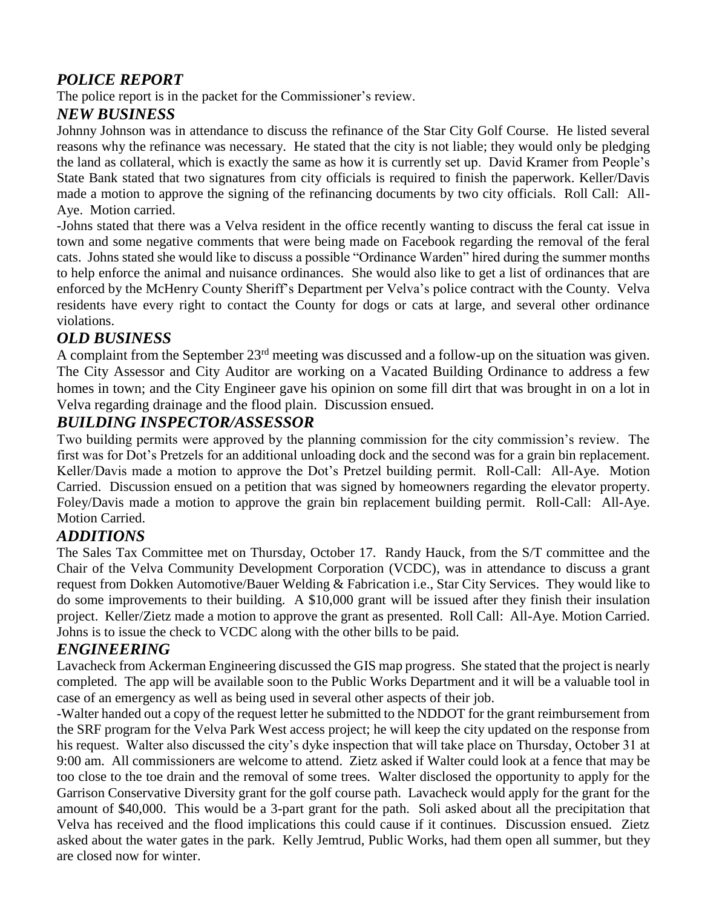### *POLICE REPORT*

The police report is in the packet for the Commissioner's review.

### *NEW BUSINESS*

Johnny Johnson was in attendance to discuss the refinance of the Star City Golf Course. He listed several reasons why the refinance was necessary. He stated that the city is not liable; they would only be pledging the land as collateral, which is exactly the same as how it is currently set up. David Kramer from People's State Bank stated that two signatures from city officials is required to finish the paperwork. Keller/Davis made a motion to approve the signing of the refinancing documents by two city officials. Roll Call: All-Aye. Motion carried.

-Johns stated that there was a Velva resident in the office recently wanting to discuss the feral cat issue in town and some negative comments that were being made on Facebook regarding the removal of the feral cats. Johns stated she would like to discuss a possible "Ordinance Warden" hired during the summer months to help enforce the animal and nuisance ordinances. She would also like to get a list of ordinances that are enforced by the McHenry County Sheriff's Department per Velva's police contract with the County. Velva residents have every right to contact the County for dogs or cats at large, and several other ordinance violations.

### *OLD BUSINESS*

A complaint from the September 23rd meeting was discussed and a follow-up on the situation was given. The City Assessor and City Auditor are working on a Vacated Building Ordinance to address a few homes in town; and the City Engineer gave his opinion on some fill dirt that was brought in on a lot in Velva regarding drainage and the flood plain. Discussion ensued.

### *BUILDING INSPECTOR/ASSESSOR*

Two building permits were approved by the planning commission for the city commission's review. The first was for Dot's Pretzels for an additional unloading dock and the second was for a grain bin replacement. Keller/Davis made a motion to approve the Dot's Pretzel building permit. Roll-Call: All-Aye. Motion Carried. Discussion ensued on a petition that was signed by homeowners regarding the elevator property. Foley/Davis made a motion to approve the grain bin replacement building permit. Roll-Call: All-Aye. Motion Carried.

### *ADDITIONS*

The Sales Tax Committee met on Thursday, October 17. Randy Hauck, from the S/T committee and the Chair of the Velva Community Development Corporation (VCDC), was in attendance to discuss a grant request from Dokken Automotive/Bauer Welding & Fabrication i.e., Star City Services. They would like to do some improvements to their building. A $10,000 grant will be issued after they finish their insulation project. Keller/Zietz made a motion to approve the grant as presented. Roll Call: All-Aye. Motion Carried. Johns is to issue the check to VCDC along with the other bills to be paid.

### *ENGINEERING*

Lavacheck from Ackerman Engineering discussed the GIS map progress. She stated that the project is nearly completed. The app will be available soon to the Public Works Department and it will be a valuable tool in case of an emergency as well as being used in several other aspects of their job.

-Walter handed out a copy of the request letter he submitted to the NDDOT for the grant reimbursement from the SRF program for the Velva Park West access project; he will keep the city updated on the response from his request. Walter also discussed the city's dyke inspection that will take place on Thursday, October 31 at 9:00 am. All commissioners are welcome to attend. Zietz asked if Walter could look at a fence that may be too close to the toe drain and the removal of some trees. Walter disclosed the opportunity to apply for the Garrison Conservative Diversity grant for the golf course path. Lavacheck would apply for the grant for the amount of $40,000. This would be a 3-part grant for the path. Soli asked about all the precipitation that Velva has received and the flood implications this could cause if it continues. Discussion ensued. Zietz asked about the water gates in the park. Kelly Jemtrud, Public Works, had them open all summer, but they are closed now for winter.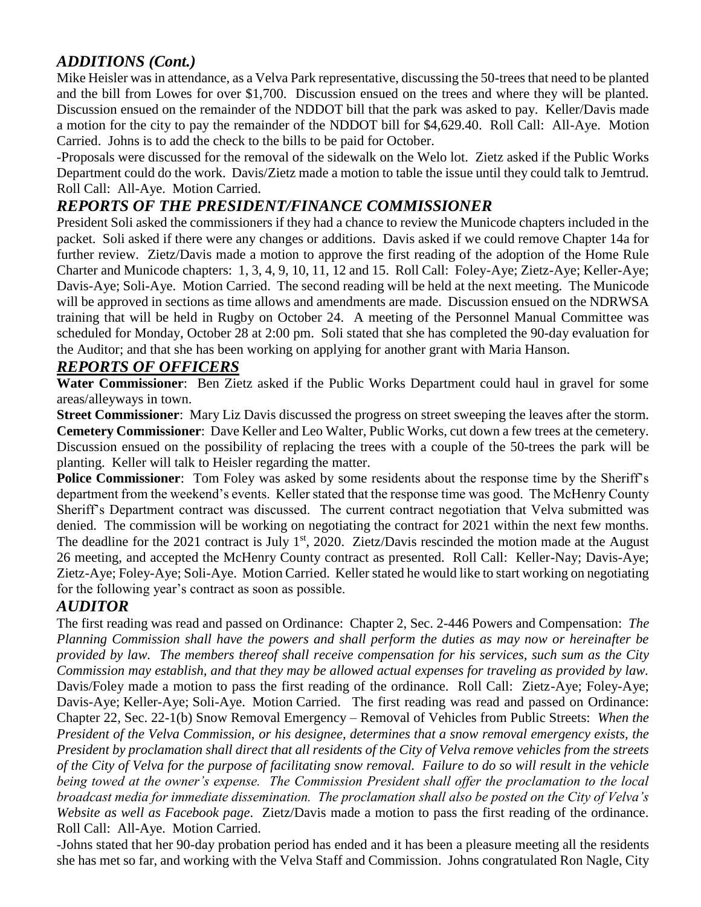## *ADDITIONS (Cont.)*

Mike Heisler was in attendance, as a Velva Park representative, discussing the 50-trees that need to be planted and the bill from Lowes for over $1,700. Discussion ensued on the trees and where they will be planted. Discussion ensued on the remainder of the NDDOT bill that the park was asked to pay. Keller/Davis made a motion for the city to pay the remainder of the NDDOT bill for $4,629.40. Roll Call: All-Aye. Motion Carried. Johns is to add the check to the bills to be paid for October.

-Proposals were discussed for the removal of the sidewalk on the Welo lot. Zietz asked if the Public Works Department could do the work. Davis/Zietz made a motion to table the issue until they could talk to Jemtrud. Roll Call: All-Aye. Motion Carried.

## *REPORTS OF THE PRESIDENT/FINANCE COMMISSIONER*

President Soli asked the commissioners if they had a chance to review the Municode chapters included in the packet. Soli asked if there were any changes or additions. Davis asked if we could remove Chapter 14a for further review. Zietz/Davis made a motion to approve the first reading of the adoption of the Home Rule Charter and Municode chapters: 1, 3, 4, 9, 10, 11, 12 and 15. Roll Call: Foley-Aye; Zietz-Aye; Keller-Aye; Davis-Aye; Soli-Aye. Motion Carried. The second reading will be held at the next meeting. The Municode will be approved in sections as time allows and amendments are made. Discussion ensued on the NDRWSA training that will be held in Rugby on October 24. A meeting of the Personnel Manual Committee was scheduled for Monday, October 28 at 2:00 pm. Soli stated that she has completed the 90-day evaluation for the Auditor; and that she has been working on applying for another grant with Maria Hanson.

## *REPORTS OF OFFICERS*

**Water Commissioner**: Ben Zietz asked if the Public Works Department could haul in gravel for some areas/alleyways in town.

**Street Commissioner**: Mary Liz Davis discussed the progress on street sweeping the leaves after the storm.

**Cemetery Commissioner**: Dave Keller and Leo Walter, Public Works, cut down a few trees at the cemetery. Discussion ensued on the possibility of replacing the trees with a couple of the 50-trees the park will be planting. Keller will talk to Heisler regarding the matter.

**Police Commissioner**: Tom Foley was asked by some residents about the response time by the Sheriff's department from the weekend's events. Keller stated that the response time was good. The McHenry County Sheriff's Department contract was discussed. The current contract negotiation that Velva submitted was denied. The commission will be working on negotiating the contract for 2021 within the next few months. The deadline for the 2021 contract is July 1st, 2020. Zietz/Davis rescinded the motion made at the August 26 meeting, and accepted the McHenry County contract as presented. Roll Call: Keller-Nay; Davis-Aye; Zietz-Aye; Foley-Aye; Soli-Aye. Motion Carried. Keller stated he would like to start working on negotiating for the following year's contract as soon as possible.

## *AUDITOR*

The first reading was read and passed on Ordinance: Chapter 2, Sec. 2-446 Powers and Compensation: *The Planning Commission shall have the powers and shall perform the duties as may now or hereinafter be provided by law. The members thereof shall receive compensation for his services, such sum as the City Commission may establish, and that they may be allowed actual expenses for traveling as provided by law.* Davis/Foley made a motion to pass the first reading of the ordinance. Roll Call: Zietz-Aye; Foley-Aye; Davis-Aye; Keller-Aye; Soli-Aye. Motion Carried. The first reading was read and passed on Ordinance: Chapter 22, Sec. 22-1(b) Snow Removal Emergency – Removal of Vehicles from Public Streets: *When the President of the Velva Commission, or his designee, determines that a snow removal emergency exists, the President by proclamation shall direct that all residents of the City of Velva remove vehicles from the streets of the City of Velva for the purpose of facilitating snow removal. Failure to do so will result in the vehicle being towed at the owner's expense. The Commission President shall offer the proclamation to the local broadcast media for immediate dissemination. The proclamation shall also be posted on the City of Velva's Website as well as Facebook page*. Zietz/Davis made a motion to pass the first reading of the ordinance. Roll Call: All-Aye. Motion Carried.

-Johns stated that her 90-day probation period has ended and it has been a pleasure meeting all the residents she has met so far, and working with the Velva Staff and Commission. Johns congratulated Ron Nagle, City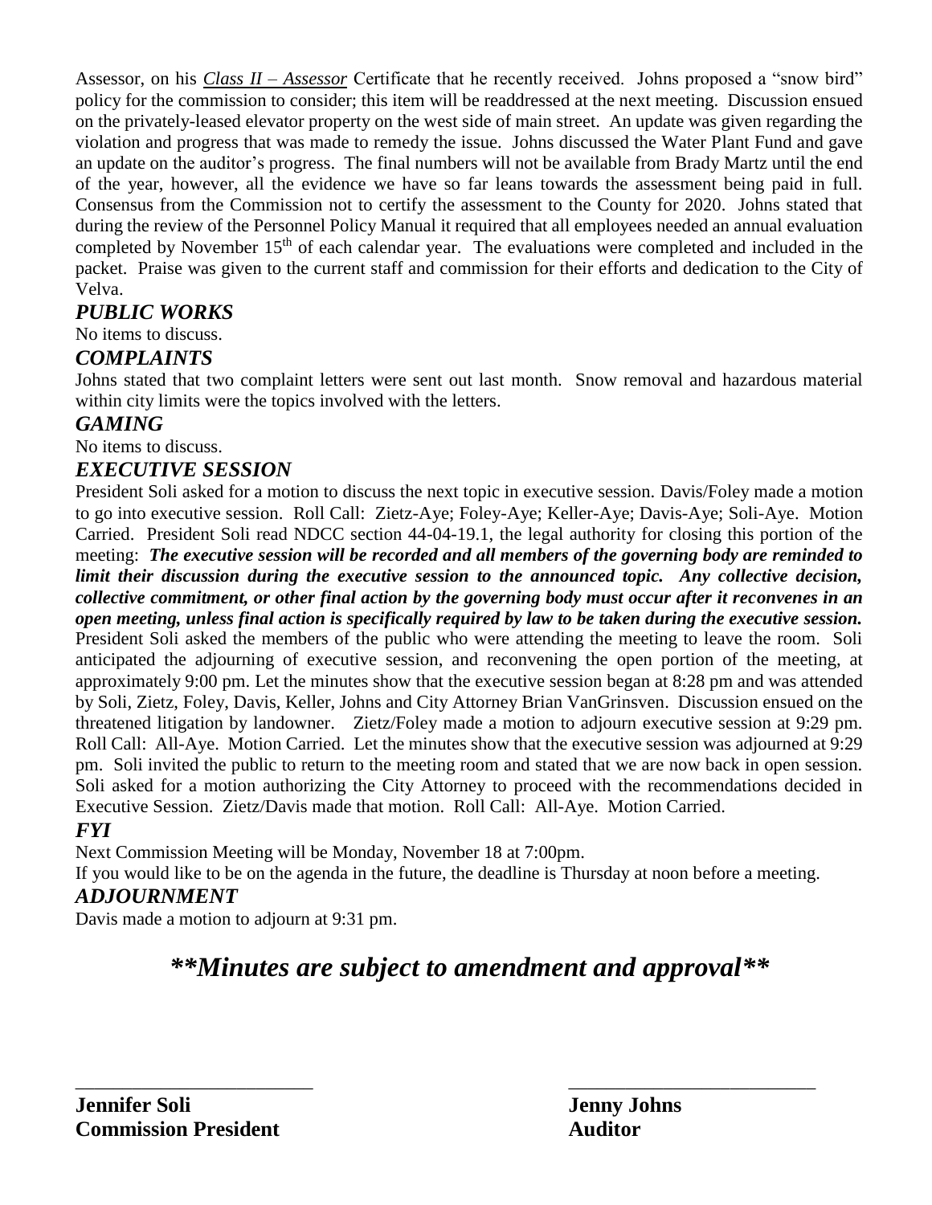Assessor, on his ***Class II – Assessor*** Certificate that he recently received. Johns proposed a "snow bird" policy for the commission to consider; this item will be readdressed at the next meeting. Discussion ensued on the privately-leased elevator property on the west side of main street. An update was given regarding the violation and progress that was made to remedy the issue. Johns discussed the Water Plant Fund and gave an update on the auditor's progress. The final numbers will not be available from Brady Martz until the end of the year, however, all the evidence we have so far leans towards the assessment being paid in full. Consensus from the Commission not to certify the assessment to the County for 2020. Johns stated that during the review of the Personnel Policy Manual it required that all employees needed an annual evaluation completed by November 15th of each calendar year. The evaluations were completed and included in the packet. Praise was given to the current staff and commission for their efforts and dedication to the City of Velva.

### *PUBLIC WORKS*

No items to discuss.

### *COMPLAINTS*

Johns stated that two complaint letters were sent out last month. Snow removal and hazardous material within city limits were the topics involved with the letters.

### *GAMING*

No items to discuss.

### *EXECUTIVE SESSION*

President Soli asked for a motion to discuss the next topic in executive session. Davis/Foley made a motion to go into executive session. Roll Call: Zietz-Aye; Foley-Aye; Keller-Aye; Davis-Aye; Soli-Aye. Motion Carried. President Soli read NDCC section 44-04-19.1, the legal authority for closing this portion of the meeting: ***The executive session will be recorded and all members of the governing body are reminded to limit their discussion during the executive session to the announced topic. Any collective decision, collective commitment, or other final action by the governing body must occur after it reconvenes in an open meeting, unless final action is specifically required by law to be taken during the executive session.*** President Soli asked the members of the public who were attending the meeting to leave the room. Soli anticipated the adjourning of executive session, and reconvening the open portion of the meeting, at approximately 9:00 pm. Let the minutes show that the executive session began at 8:28 pm and was attended by Soli, Zietz, Foley, Davis, Keller, Johns and City Attorney Brian VanGrinsven. Discussion ensued on the threatened litigation by landowner. Zietz/Foley made a motion to adjourn executive session at 9:29 pm. Roll Call: All-Aye. Motion Carried. Let the minutes show that the executive session was adjourned at 9:29 pm. Soli invited the public to return to the meeting room and stated that we are now back in open session. Soli asked for a motion authorizing the City Attorney to proceed with the recommendations decided in Executive Session. Zietz/Davis made that motion. Roll Call: All-Aye. Motion Carried.

### *FYI*

Next Commission Meeting will be Monday, November 18 at 7:00pm.

If you would like to be on the agenda in the future, the deadline is Thursday at noon before a meeting.

### *ADJOURNMENT*

Davis made a motion to adjourn at 9:31 pm.

## ***\*\*Minutes are subject to amendment and approval\*\****

\_\_\_\_\_\_\_\_\_\_\_\_\_\_\_\_\_\_\_\_\_\_\_\_\_

**Jennifer Soli**
**Commission President**

\_\_\_\_\_\_\_\_\_\_\_\_\_\_\_\_\_\_\_\_\_\_\_\_\_

**Jenny Johns**
**Auditor**